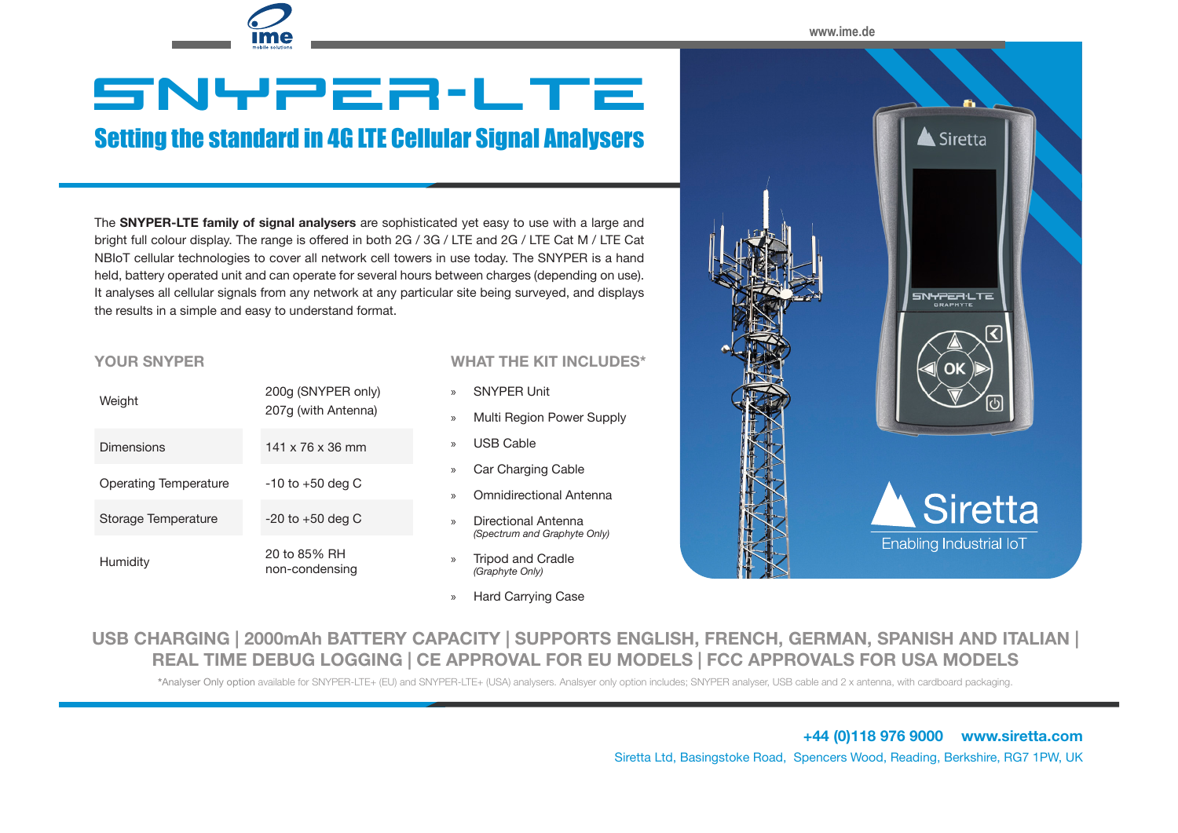# SNYPER-LTE

## Setting the standard in 4G LTE Cellular Signal Analysers

The **SNYPER-LTE family of signal analysers** are sophisticated yet easy to use with a large and bright full colour display. The range is offered in both 2G / 3G / LTE and 2G / LTE Cat M / LTE Cat NBIoT cellular technologies to cover all network cell towers in use today. The SNYPER is a hand held, battery operated unit and can operate for several hours between charges (depending on use). It analyses all cellular signals from any network at any particular site being surveyed, and displays the results in a simple and easy to understand format.

### YOUR SNYPER

| | |
|---|---|
| Weight | 200g (SNYPER only)<br>207g (with Antenna) |
| Dimensions | 141 x 76 x 36 mm |
| Operating Temperature | -10 to +50 deg C |
| Storage Temperature | -20 to +50 deg C |
| Humidity | 20 to 85% RH<br>non-condensing |

### WHAT THE KIT INCLUDES*

» SNYPER Unit

» Multi Region Power Supply

» USB Cable

» Car Charging Cable

» Omnidirectional Antenna

» Directional Antenna
*(Spectrum and Graphyte Only)*

» Tripod and Cradle
*(Graphyte Only)*

» Hard Carrying Case

Siretta
Enabling Industrial IoT

**USB CHARGING | 2000mAh BATTERY CAPACITY | SUPPORTS ENGLISH, FRENCH, GERMAN, SPANISH AND ITALIAN | REAL TIME DEBUG LOGGING | CE APPROVAL FOR EU MODELS | FCC APPROVALS FOR USA MODELS**

*Analyser Only option available for SNYPER-LTE+ (EU) and SNYPER-LTE+ (USA) analysers. Analsyer only option includes; SNYPER analyser, USB cable and 2 x antenna, with cardboard packaging.

**+44 (0)118 976 9000 www.siretta.com**

Siretta Ltd, Basingstoke Road, Spencers Wood, Reading, Berkshire, RG7 1PW, UK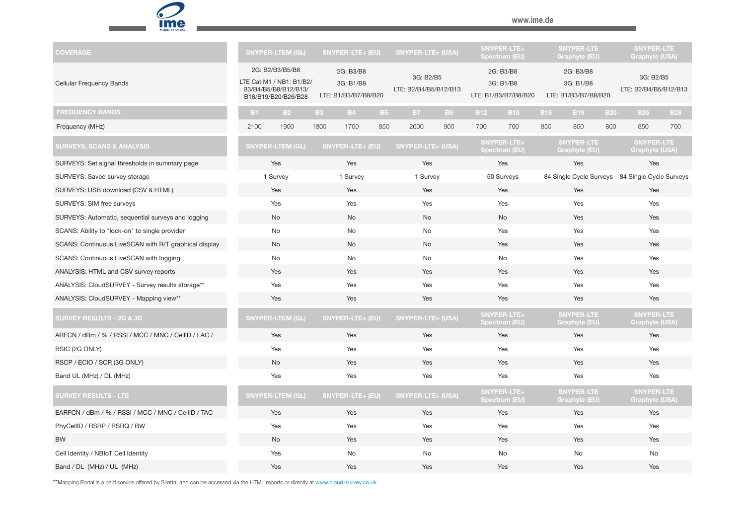| COVERAGE | SNYPER-LTEM (GL) | SNYPER-LTE+ (EU) | SNYPER-LTE+ (USA) | SNYPER-LTE+ Spectrum (EU) | SNYPER-LTE Graphyte (EU) | SNYPER-LTE Graphyte (USA) |
|---|---|---|---|---|---|---|
| Cellular Frequency Bands | 2G: B2/B3/B5/B8<br>LTE Cat M1 / NB1: B1/B2/B3/B4/B5/B8/B12/B13/B18/B19/B20/B26/B28 | 2G: B3/B8<br>3G: B1/B8<br>LTE: B1/B3/B7/B8/B20 | 3G: B2/B5<br>LTE: B2/B4/B5/B12/B13 | 2G: B3/B8<br>3G: B1/B8<br>LTE: B1/B3/B7/B8/B20 | 2G: B3/B8<br>3G: B1/B8<br>LTE: B1/B3/B7/B8/B20 | 3G: B2/B5<br>LTE: B2/B4/B5/B12/B13 |

| FREQUENCY BANDS | B1 | B2 | B3 | B4 | B5 | B7 | B8 | B12 | B13 | B18 | B19 | B20 | B26 | B28 |
|---|---|---|---|---|---|---|---|---|---|---|---|---|---|---|
| Frequency (MHz) | 2100 | 1900 | 1800 | 1700 | 850 | 2600 | 900 | 700 | 700 | 850 | 850 | 800 | 850 | 700 |

| SURVEYS, SCANS & ANALYSIS | SNYPER-LTEM (GL) | SNYPER-LTE+ (EU) | SNYPER-LTE+ (USA) | SNYPER-LTE+ Spectrum (EU) | SNYPER-LTE Graphyte (EU) | SNYPER-LTE Graphyte (USA) |
|---|---|---|---|---|---|---|
| SURVEYS: Set signal thresholds in summary page | Yes | Yes | Yes | Yes | Yes | Yes |
| SURVEYS: Saved survey storage | 1 Survey | 1 Survey | 1 Survey | 50 Surveys | 84 Single Cycle Surveys | 84 Single Cycle Surveys |
| SURVEYS: USB download (CSV & HTML) | Yes | Yes | Yes | Yes | Yes | Yes |
| SURVEYS: SIM free surveys | Yes | Yes | Yes | Yes | Yes | Yes |
| SURVEYS: Automatic, sequential surveys and logging | No | No | No | No | Yes | Yes |
| SCANS: Ability to "lock-on" to single provider | No | No | No | Yes | Yes | Yes |
| SCANS: Continuous LiveSCAN with R/T graphical display | No | No | No | Yes | Yes | Yes |
| SCANS: Continuous LiveSCAN with logging | No | No | No | No | Yes | Yes |
| ANALYSIS: HTML and CSV survey reports | Yes | Yes | Yes | Yes | Yes | Yes |
| ANALYSIS: CloudSURVEY - Survey results storage** | Yes | Yes | Yes | Yes | Yes | Yes |
| ANALYSIS: CloudSURVEY - Mapping view** | Yes | Yes | Yes | Yes | Yes | Yes |

| SURVEY RESULTS - 2G & 3G | SNYPER-LTEM (GL) | SNYPER-LTE+ (EU) | SNYPER-LTE+ (USA) | SNYPER-LTE+ Spectrum (EU) | SNYPER-LTE Graphyte (EU) | SNYPER-LTE Graphyte (USA) |
|---|---|---|---|---|---|---|
| ARFCN / dBm / % / RSSI / MCC / MNC / CellID / LAC / | Yes | Yes | Yes | Yes | Yes | Yes |
| BSIC (2G ONLY) | Yes | Yes | Yes | Yes | Yes | Yes |
| RSCP / ECIO / SCR (3G ONLY) | No | Yes | Yes | Yes | Yes | Yes |
| Band UL (MHz) / DL (MHz) | Yes | Yes | Yes | Yes | Yes | Yes |

| SURVEY RESULTS - LTE | SNYPER-LTEM (GL) | SNYPER-LTE+ (EU) | SNYPER-LTE+ (USA) | SNYPER-LTE+ Spectrum (EU) | SNYPER-LTE Graphyte (EU) | SNYPER-LTE Graphyte (USA) |
|---|---|---|---|---|---|---|
| EARFCN / dBm / % / RSSI / MCC / MNC / CellID / TAC | Yes | Yes | Yes | Yes | Yes | Yes |
| PhyCellID / RSRP / RSRQ / BW | Yes | Yes | Yes | Yes | Yes | Yes |
| BW | No | Yes | Yes | Yes | Yes | Yes |
| Cell Identity / NBIoT Cell Identity | Yes | No | No | No | No | No |
| Band / DL (MHz) / UL (MHz) | Yes | Yes | Yes | Yes | Yes | Yes |

**Mapping Portal is a paid service offered by Siretta, and can be accessed via the HTML reports or directly at www.cloud-survey.co.uk